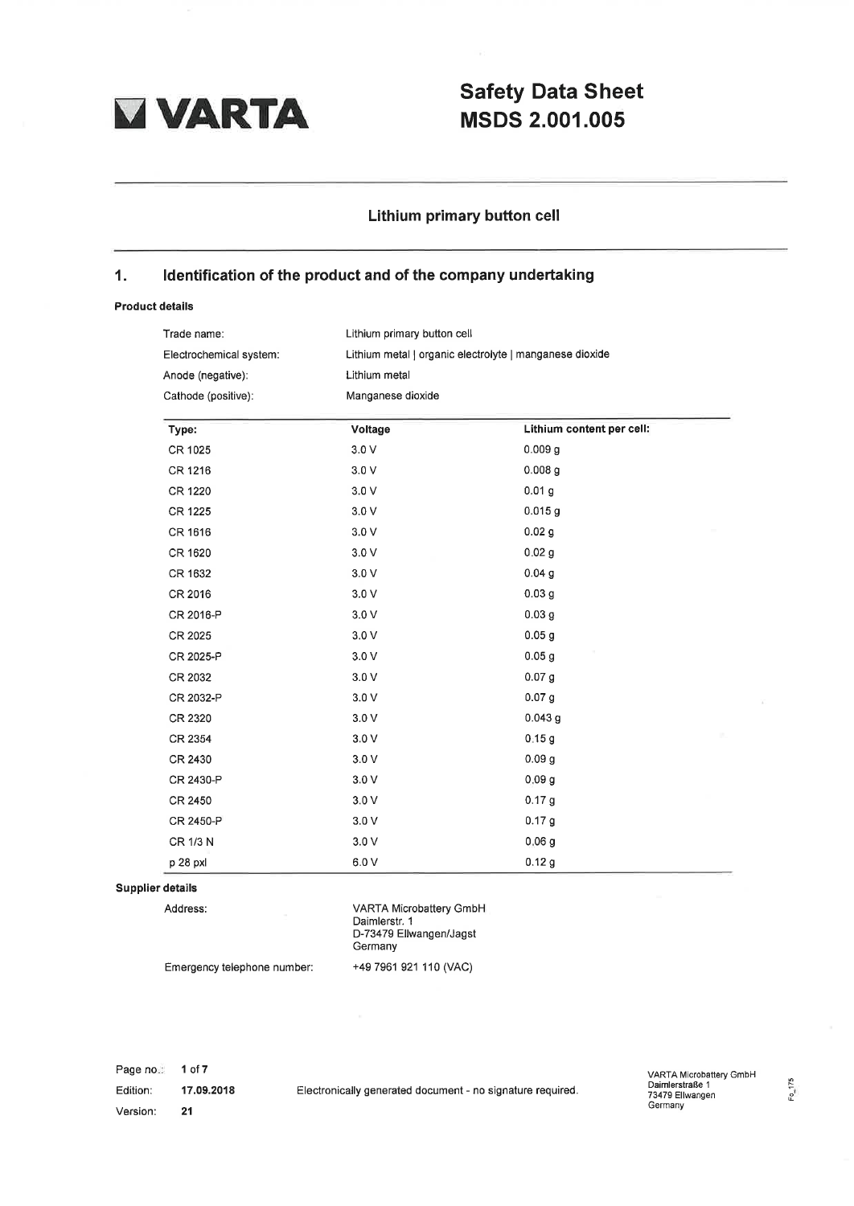**VARTA**

# Safety Data Sheet
# MSDS 2.001.005

## Lithium primary button cell

## 1. Identification of the product and of the company undertaking

**Product details**

| | |
|---|---|
| Trade name: | Lithium primary button cell |
| Electrochemical system: | Lithium metal \| organic electrolyte \| manganese dioxide |
| Anode (negative): | Lithium metal |
| Cathode (positive): | Manganese dioxide |

| Type: | Voltage | Lithium content per cell: |
|---|---|---|
| CR 1025 | 3.0 V | 0.009 g |
| CR 1216 | 3.0 V | 0.008 g |
| CR 1220 | 3.0 V | 0.01 g |
| CR 1225 | 3.0 V | 0.015 g |
| CR 1616 | 3.0 V | 0.02 g |
| CR 1620 | 3.0 V | 0.02 g |
| CR 1632 | 3.0 V | 0.04 g |
| CR 2016 | 3.0 V | 0.03 g |
| CR 2016-P | 3.0 V | 0.03 g |
| CR 2025 | 3.0 V | 0.05 g |
| CR 2025-P | 3.0 V | 0.05 g |
| CR 2032 | 3.0 V | 0.07 g |
| CR 2032-P | 3.0 V | 0.07 g |
| CR 2320 | 3.0 V | 0.043 g |
| CR 2354 | 3.0 V | 0.15 g |
| CR 2430 | 3.0 V | 0.09 g |
| CR 2430-P | 3.0 V | 0.09 g |
| CR 2450 | 3.0 V | 0.17 g |
| CR 2450-P | 3.0 V | 0.17 g |
| CR 1/3 N | 3.0 V | 0.06 g |
| p 28 pxl | 6.0 V | 0.12 g |

**Supplier details**

| | |
|---|---|
| Address: | VARTA Microbattery GmbH<br>Daimlerstr. 1<br>D-73479 Ellwangen/Jagst<br>Germany |
| Emergency telephone number: | +49 7961 921 110 (VAC) |

Edition: 17.09.2018

Version: 21

Electronically generated document - no signature required.

VARTA Microbattery GmbH
Daimlerstraße 1
73479 Ellwangen
Germany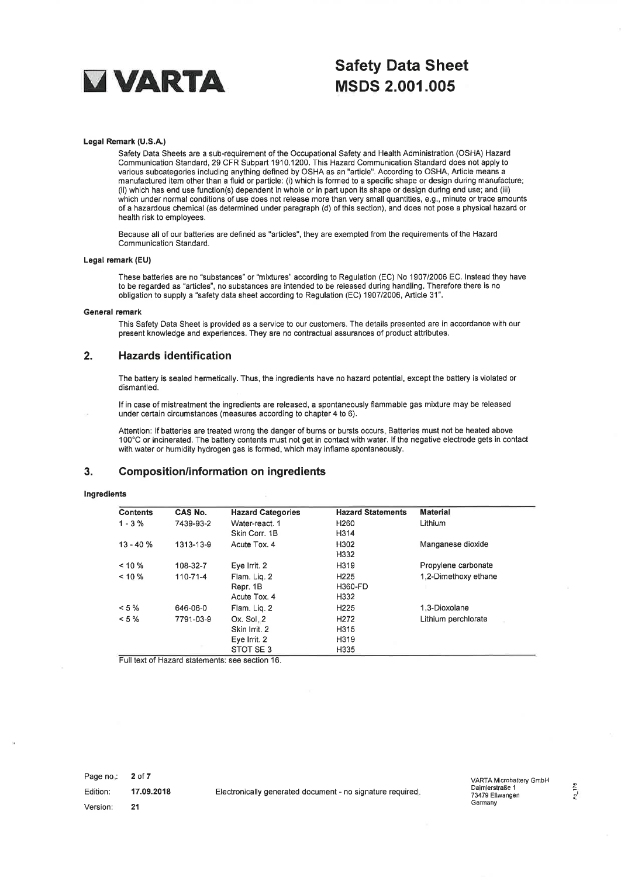#### Legal Remark (U.S.A.)

Safety Data Sheets are a sub-requirement of the Occupational Safety and Health Administration (OSHA) Hazard Communication Standard, 29 CFR Subpart 1910.1200. This Hazard Communication Standard does not apply to various subcategories including anything defined by OSHA as an "article". According to OSHA, Article means a manufactured item other than a fluid or particle: (i) which is formed to a specific shape or design during manufacture; (ii) which has end use function(s) dependent in whole or in part upon its shape or design during end use; and (iii) which under normal conditions of use does not release more than very small quantities, e.g., minute or trace amounts of a hazardous chemical (as determined under paragraph (d) of this section), and does not pose a physical hazard or health risk to employees.

Because all of our batteries are defined as "articles", they are exempted from the requirements of the Hazard Communication Standard.

#### Legal remark (EU)

These batteries are no "substances" or "mixtures" according to Regulation (EC) No 1907/2006 EC. Instead they have to be regarded as "articles", no substances are intended to be released during handling. Therefore there is no obligation to supply a "safety data sheet according to Regulation (EC) 1907/2006, Article 31".

#### General remark

This Safety Data Sheet is provided as a service to our customers. The details presented are in accordance with our present knowledge and experiences. They are no contractual assurances of product attributes.

## 2. Hazards identification

The battery is sealed hermetically. Thus, the ingredients have no hazard potential, except the battery is violated or dismantled.

If in case of mistreatment the ingredients are released, a spontaneously flammable gas mixture may be released under certain circumstances (measures according to chapter 4 to 6).

Attention: If batteries are treated wrong the danger of burns or bursts occurs. Batteries must not be heated above 100°C or incinerated. The battery contents must not get in contact with water. If the negative electrode gets in contact with water or humidity hydrogen gas is formed, which may inflame spontaneously.

## 3. Composition/information on ingredients

#### Ingredients

| Contents | CAS No. | Hazard Categories | Hazard Statements | Material |
|---|---|---|---|---|
| 1 - 3 % | 7439-93-2 | Water-react. 1<br>Skin Corr. 1B | H260<br>H314 | Lithium |
| 13 - 40 % | 1313-13-9 | Acute Tox. 4 | H302<br>H332 | Manganese dioxide |
| < 10 % | 108-32-7 | Eye Irrit. 2 | H319 | Propylene carbonate |
| < 10 % | 110-71-4 | Flam. Liq. 2<br>Repr. 1B<br>Acute Tox. 4 | H225<br>H360-FD<br>H332 | 1,2-Dimethoxy ethane |
| < 5 % | 646-06-0 | Flam. Liq. 2 | H225 | 1,3-Dioxolane |
| < 5 % | 7791-03-9 | Ox. Sol. 2<br>Skin Irrit. 2<br>Eye Irrit. 2<br>STOT SE 3 | H272<br>H315<br>H319<br>H335 | Lithium perchlorate |

Full text of Hazard statements: see section 16.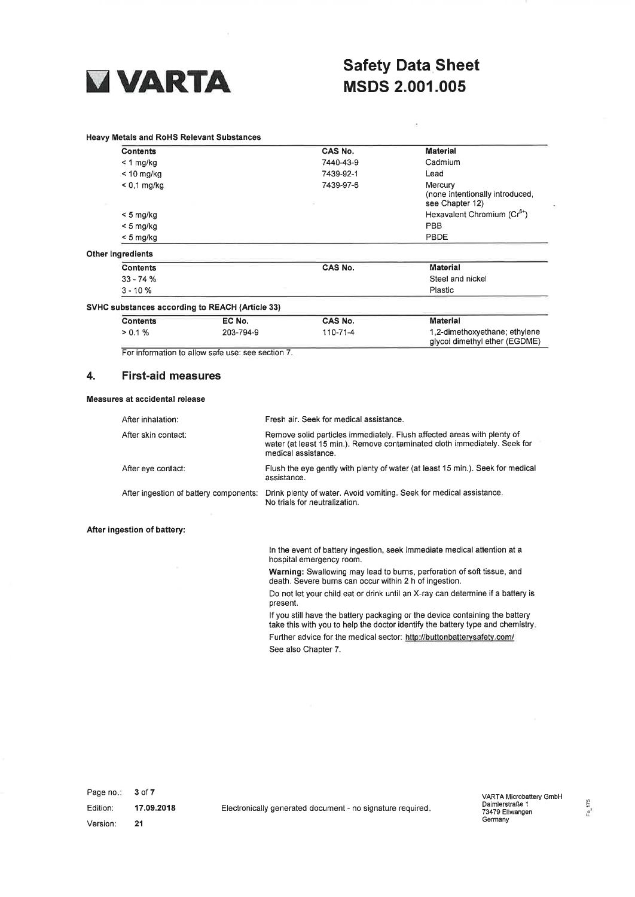### Heavy Metals and RoHS Relevant Substances

| Contents | CAS No. | Material |
|---|---|---|
| < 1 mg/kg | 7440-43-9 | Cadmium |
| < 10 mg/kg | 7439-92-1 | Lead |
| < 0,1 mg/kg | 7439-97-6 | Mercury (none intentionally introduced, see Chapter 12) |
| < 5 mg/kg | | Hexavalent Chromium ($Cr^{6+}$) |
| < 5 mg/kg | | PBB |
| < 5 mg/kg | | PBDE |

### Other Ingredients

| Contents | CAS No. | Material |
|---|---|---|
| 33 - 74 % | | Steel and nickel |
| 3 - 10 % | | Plastic |

### SVHC substances according to REACH (Article 33)

| Contents | EC No. | CAS No. | Material |
|---|---|---|---|
| > 0.1 % | 203-794-9 | 110-71-4 | 1,2-dimethoxyethane; ethylene glycol dimethyl ether (EGDME) |

For information to allow safe use: see section 7.

## 4. First-aid measures

### Measures at accidental release

| | |
|---|---|
| After inhalation: | Fresh air. Seek for medical assistance. |
| After skin contact: | Remove solid particles immediately. Flush affected areas with plenty of water (at least 15 min.). Remove contaminated cloth immediately. Seek for medical assistance. |
| After eye contact: | Flush the eye gently with plenty of water (at least 15 min.). Seek for medical assistance. |
| After ingestion of battery components: | Drink plenty of water. Avoid vomiting. Seek for medical assistance. No trials for neutralization. |

### After ingestion of battery:

In the event of battery ingestion, seek immediate medical attention at a hospital emergency room.

**Warning:** Swallowing may lead to burns, perforation of soft tissue, and death. Severe burns can occur within 2 h of ingestion.

Do not let your child eat or drink until an X-ray can determine if a battery is present.

If you still have the battery packaging or the device containing the battery take this with you to help the doctor identify the battery type and chemistry.

Further advice for the medical sector: http://buttonbatterysafety.com/

See also Chapter 7.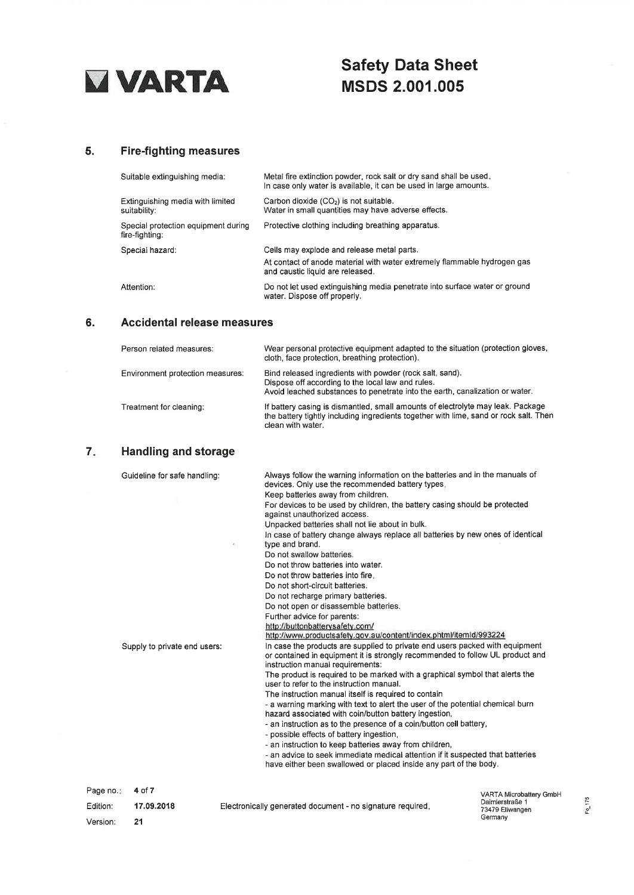## 5. Fire-fighting measures

| | |
|---|---|
| Suitable extinguishing media: | Metal fire extinction powder, rock salt or dry sand shall be used. In case only water is available, it can be used in large amounts. |
| Extinguishing media with limited suitability: | Carbon dioxide ($CO_2$) is not suitable. Water in small quantities may have adverse effects. |
| Special protection equipment during fire-fighting: | Protective clothing including breathing apparatus. |
| Special hazard: | Cells may explode and release metal parts. At contact of anode material with water extremely flammable hydrogen gas and caustic liquid are released. |
| Attention: | Do not let used extinguishing media penetrate into surface water or ground water. Dispose off properly. |

## 6. Accidental release measures

| | |
|---|---|
| Person related measures: | Wear personal protective equipment adapted to the situation (protection gloves, cloth, face protection, breathing protection). |
| Environment protection measures: | Bind released ingredients with powder (rock salt, sand). Dispose off according to the local law and rules. Avoid leached substances to penetrate into the earth, canalization or water. |
| Treatment for cleaning: | If battery casing is dismantled, small amounts of electrolyte may leak. Package the battery tightly including ingredients together with lime, sand or rock salt. Then clean with water. |

## 7. Handling and storage

**Guideline for safe handling:**

Always follow the warning information on the batteries and in the manuals of devices. Only use the recommended battery types.
Keep batteries away from children.
For devices to be used by children, the battery casing should be protected against unauthorized access.
Unpacked batteries shall not lie about in bulk.
In case of battery change always replace all batteries by new ones of identical type and brand.
Do not swallow batteries.
Do not throw batteries into water.
Do not throw batteries into fire.
Do not short-circuit batteries.
Do not recharge primary batteries.
Do not open or disassemble batteries.
Further advice for parents:
http://buttonbatterysafety.com/
http://www.productsafety.gov.au/content/index.phtml/itemId/993224

**Supply to private end users:**

In case the products are supplied to private end users packed with equipment or contained in equipment it is strongly recommended to follow UL product and instruction manual requirements:
The product is required to be marked with a graphical symbol that alerts the user to refer to the instruction manual.
The instruction manual itself is required to contain
- a warning marking with text to alert the user of the potential chemical burn hazard associated with coin/button battery ingestion,
- an instruction as to the presence of a coin/button cell battery,
- possible effects of battery ingestion,
- an instruction to keep batteries away from children,
- an advice to seek immediate medical attention if it suspected that batteries have either been swallowed or placed inside any part of the body.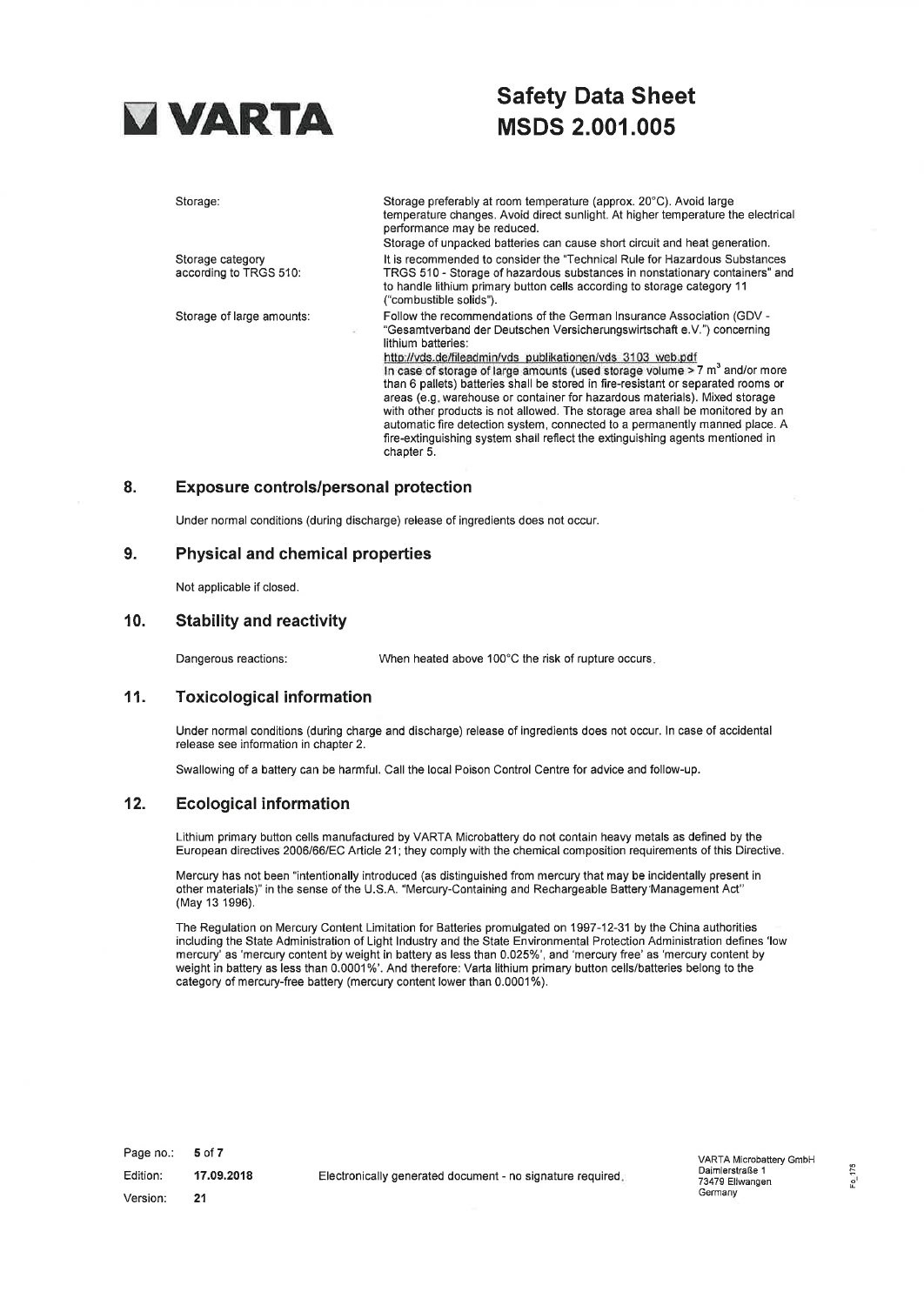| | |
|---|---|
| Storage: | Storage preferably at room temperature (approx. 20°C). Avoid large temperature changes. Avoid direct sunlight. At higher temperature the electrical performance may be reduced. Storage of unpacked batteries can cause short circuit and heat generation. |
| Storage category according to TRGS 510: | It is recommended to consider the "Technical Rule for Hazardous Substances TRGS 510 - Storage of hazardous substances in nonstationary containers" and to handle lithium primary button cells according to storage category 11 ("combustible solids"). |
| Storage of large amounts: | Follow the recommendations of the German Insurance Association (GDV - "Gesamtverband der Deutschen Versicherungswirtschaft e.V.") concerning lithium batteries: http://vds.de/fileadmin/vds_publikationen/vds_3103_web.pdf In case of storage of large amounts (used storage volume > 7 $m^3$ and/or more than 6 pallets) batteries shall be stored in fire-resistant or separated rooms or areas (e.g. warehouse or container for hazardous materials). Mixed storage with other products is not allowed. The storage area shall be monitored by an automatic fire detection system, connected to a permanently manned place. A fire-extinguishing system shall reflect the extinguishing agents mentioned in chapter 5. |

## 8. Exposure controls/personal protection

Under normal conditions (during discharge) release of ingredients does not occur.

## 9. Physical and chemical properties

Not applicable if closed.

## 10. Stability and reactivity

| | |
|---|---|
| Dangerous reactions: | When heated above 100°C the risk of rupture occurs. |

## 11. Toxicological information

Under normal conditions (during charge and discharge) release of ingredients does not occur. In case of accidental release see information in chapter 2.

Swallowing of a battery can be harmful. Call the local Poison Control Centre for advice and follow-up.

## 12. Ecological information

Lithium primary button cells manufactured by VARTA Microbattery do not contain heavy metals as defined by the European directives 2006/66/EC Article 21; they comply with the chemical composition requirements of this Directive.

Mercury has not been "intentionally introduced (as distinguished from mercury that may be incidentally present in other materials)" in the sense of the U.S.A. "Mercury-Containing and Rechargeable Battery Management Act" (May 13 1996).

The Regulation on Mercury Content Limitation for Batteries promulgated on 1997-12-31 by the China authorities including the State Administration of Light Industry and the State Environmental Protection Administration defines 'low mercury' as 'mercury content by weight in battery as less than 0.025%', and 'mercury free' as 'mercury content by weight in battery as less than 0.0001%'. And therefore: Varta lithium primary button cells/batteries belong to the category of mercury-free battery (mercury content lower than 0.0001%).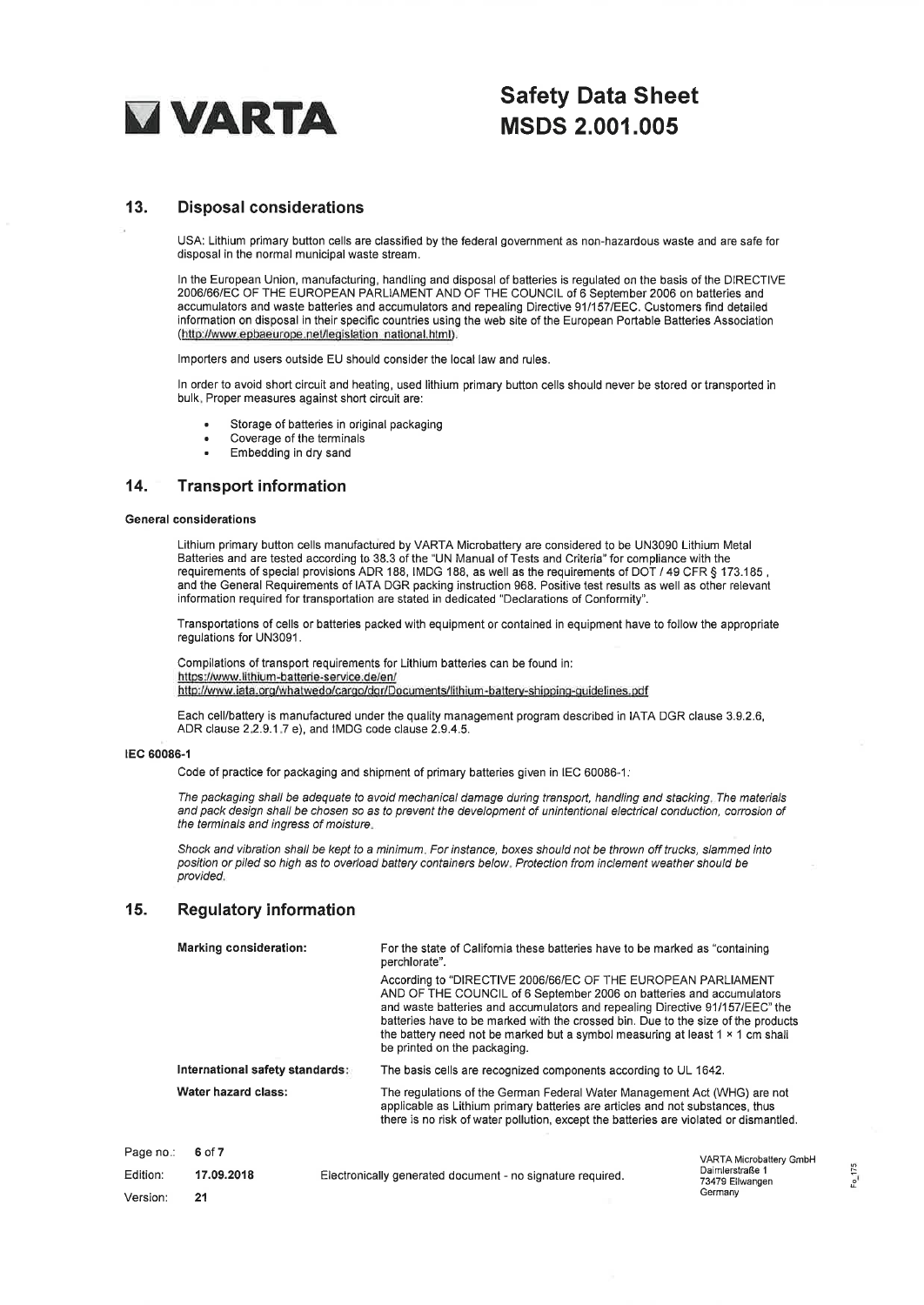## 13. Disposal considerations

USA: Lithium primary button cells are classified by the federal government as non-hazardous waste and are safe for disposal in the normal municipal waste stream.

In the European Union, manufacturing, handling and disposal of batteries is regulated on the basis of the DIRECTIVE 2006/66/EC OF THE EUROPEAN PARLIAMENT AND OF THE COUNCIL of 6 September 2006 on batteries and accumulators and waste batteries and accumulators and repealing Directive 91/157/EEC. Customers find detailed information on disposal in their specific countries using the web site of the European Portable Batteries Association (http://www.epbaeurope.net/legislation_national.html).

Importers and users outside EU should consider the local law and rules.

In order to avoid short circuit and heating, used lithium primary button cells should never be stored or transported in bulk. Proper measures against short circuit are:

- Storage of batteries in original packaging
- Coverage of the terminals
- Embedding in dry sand

## 14. Transport information

**General considerations**

Lithium primary button cells manufactured by VARTA Microbattery are considered to be UN3090 Lithium Metal Batteries and are tested according to 38.3 of the "UN Manual of Tests and Criteria" for compliance with the requirements of special provisions ADR 188, IMDG 188, as well as the requirements of DOT / 49 CFR § 173.185 , and the General Requirements of IATA DGR packing instruction 968. Positive test results as well as other relevant information required for transportation are stated in dedicated "Declarations of Conformity".

Transportations of cells or batteries packed with equipment or contained in equipment have to follow the appropriate regulations for UN3091.

Compilations of transport requirements for Lithium batteries can be found in:
https://www.lithium-batterie-service.de/en/
http://www.iata.org/whatwedo/cargo/dgr/Documents/lithium-battery-shipping-guidelines.pdf

Each cell/battery is manufactured under the quality management program described in IATA DGR clause 3.9.2.6, ADR clause 2.2.9.1.7 e), and IMDG code clause 2.9.4.5.

**IEC 60086-1**

Code of practice for packaging and shipment of primary batteries given in IEC 60086-1:

*The packaging shall be adequate to avoid mechanical damage during transport, handling and stacking. The materials and pack design shall be chosen so as to prevent the development of unintentional electrical conduction, corrosion of the terminals and ingress of moisture.*

*Shock and vibration shall be kept to a minimum. For instance, boxes should not be thrown off trucks, slammed into position or piled so high as to overload battery containers below. Protection from inclement weather should be provided.*

## 15. Regulatory information

| | |
|---|---|
| **Marking consideration:** | For the state of California these batteries have to be marked as "containing perchlorate". According to "DIRECTIVE 2006/66/EC OF THE EUROPEAN PARLIAMENT AND OF THE COUNCIL of 6 September 2006 on batteries and accumulators and waste batteries and accumulators and repealing Directive 91/157/EEC" the batteries have to be marked with the crossed bin. Due to the size of the products the battery need not be marked but a symbol measuring at least 1 × 1 cm shall be printed on the packaging. |
| **International safety standards:** | The basis cells are recognized components according to UL 1642. |
| **Water hazard class:** | The regulations of the German Federal Water Management Act (WHG) are not applicable as Lithium primary batteries are articles and not substances, thus there is no risk of water pollution, except the batteries are violated or dismantled. |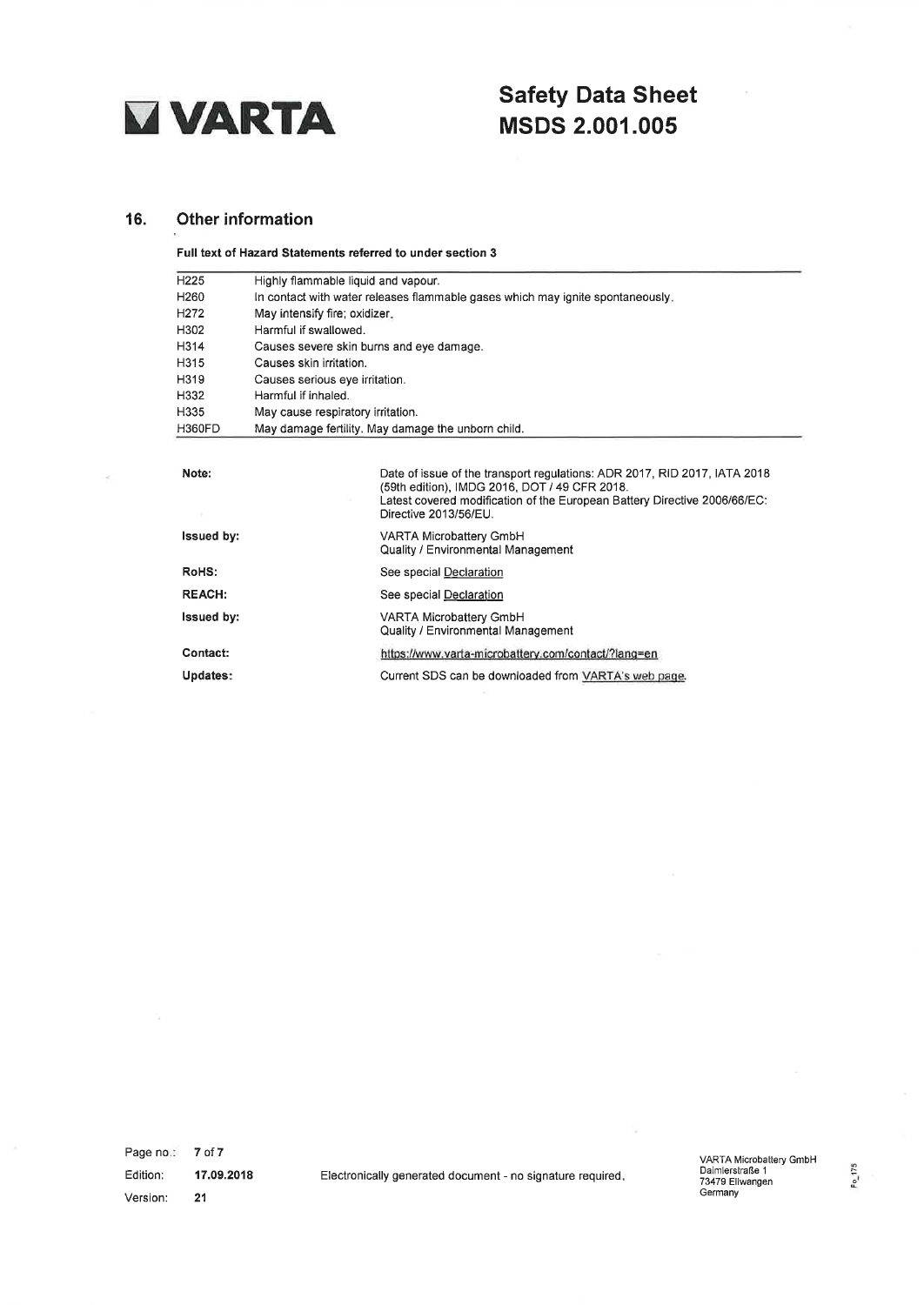## 16. Other information

**Full text of Hazard Statements referred to under section 3**

| | |
|---|---|
| H225 | Highly flammable liquid and vapour. |
| H260 | In contact with water releases flammable gases which may ignite spontaneously. |
| H272 | May intensify fire; oxidizer. |
| H302 | Harmful if swallowed. |
| H314 | Causes severe skin burns and eye damage. |
| H315 | Causes skin irritation. |
| H319 | Causes serious eye irritation. |
| H332 | Harmful if inhaled. |
| H335 | May cause respiratory irritation. |
| H360FD | May damage fertility. May damage the unborn child. |

| | |
|---|---|
| **Note:** | Date of issue of the transport regulations: ADR 2017, RID 2017, IATA 2018 (59th edition), IMDG 2016, DOT / 49 CFR 2018. Latest covered modification of the European Battery Directive 2006/66/EC: Directive 2013/56/EU. |
| **Issued by:** | VARTA Microbattery GmbH Quality / Environmental Management |
| **RoHS:** | See special Declaration |
| **REACH:** | See special Declaration |
| **Issued by:** | VARTA Microbattery GmbH Quality / Environmental Management |
| **Contact:** | https://www.varta-microbattery.com/contact/?lang=en |
| **Updates:** | Current SDS can be downloaded from VARTA's web page. |

Edition: 17.09.2018
Version: 21

Electronically generated document - no signature required.

VARTA Microbattery GmbH
Daimlerstraße 1
73479 Ellwangen
Germany